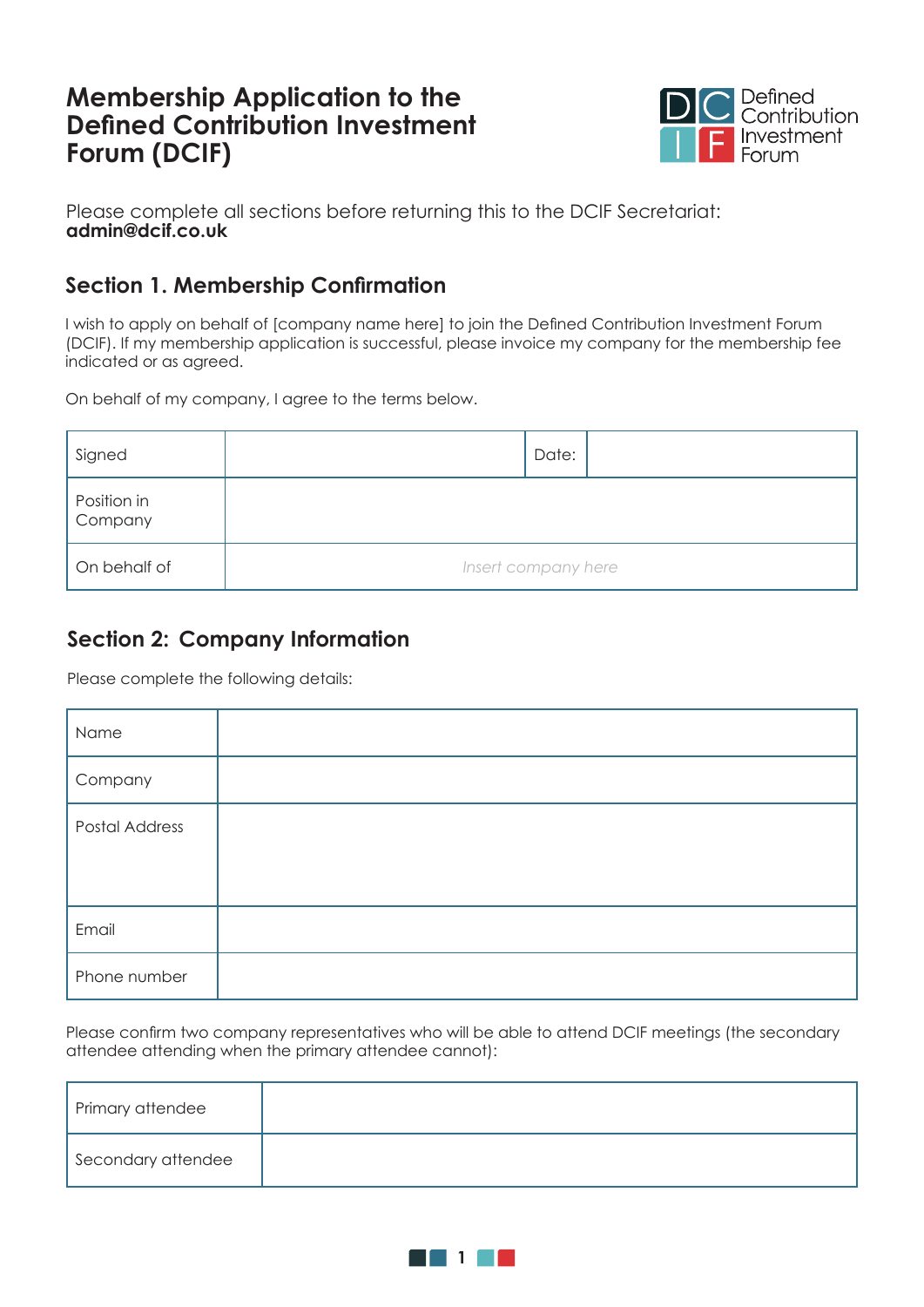# Membership Application to the Defined Contribution Investment Forum (DCIF)

Defined Contribution Investment Forum

Please complete all sections before returning this to the DCIF Secretariat:
**admin@dcif.co.uk**

## Section 1. Membership Confirmation

I wish to apply on behalf of [company name here] to join the Defined Contribution Investment Forum (DCIF). If my membership application is successful, please invoice my company for the membership fee indicated or as agreed.

On behalf of my company, I agree to the terms below.

| Signed | | Date: | |
|---|---|---|---|
| Position in Company | | | |
| On behalf of | *Insert company here* | | |

## Section 2: Company Information

Please complete the following details:

| Name | |
|---|---|
| Company | |
| Postal Address | |
| Email | |
| Phone number | |

Please confirm two company representatives who will be able to attend DCIF meetings (the secondary attendee attending when the primary attendee cannot):

| Primary attendee | |
|---|---|
| Secondary attendee | |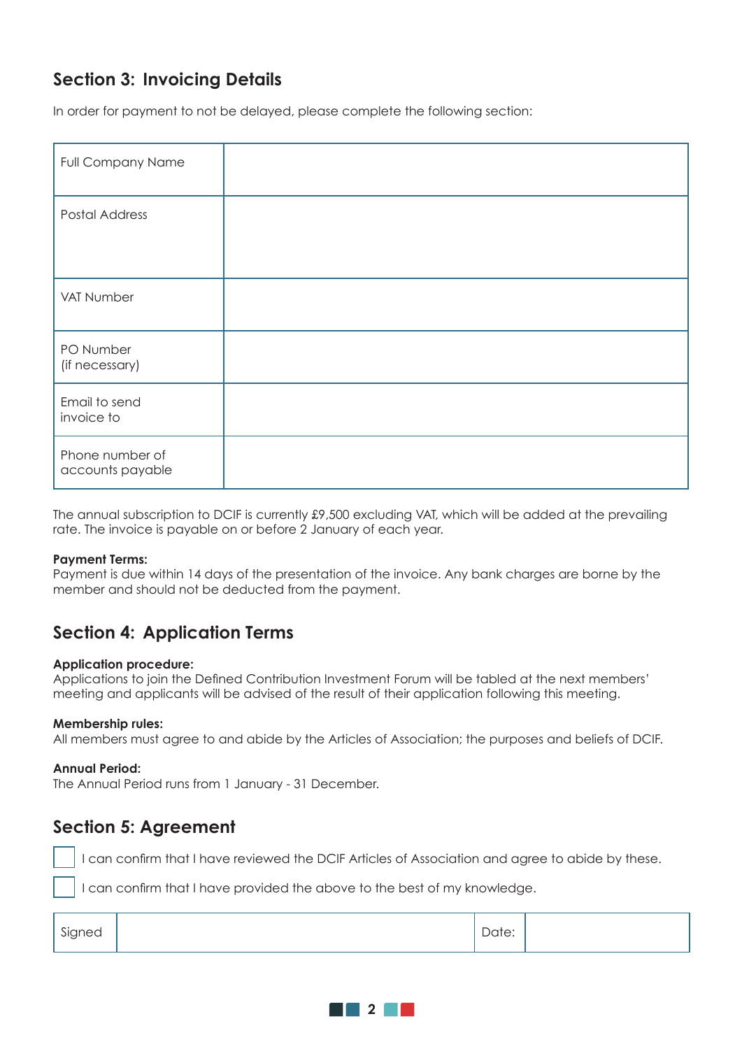## Section 3: Invoicing Details

In order for payment to not be delayed, please complete the following section:

| | |
|---|---|
| Full Company Name | |
| Postal Address | |
| VAT Number | |
| PO Number (if necessary) | |
| Email to send invoice to | |
| Phone number of accounts payable | |

The annual subscription to DCIF is currently £9,500 excluding VAT, which will be added at the prevailing rate. The invoice is payable on or before 2 January of each year.

**Payment Terms:**
Payment is due within 14 days of the presentation of the invoice. Any bank charges are borne by the member and should not be deducted from the payment.

## Section 4: Application Terms

**Application procedure:**
Applications to join the Defined Contribution Investment Forum will be tabled at the next members' meeting and applicants will be advised of the result of their application following this meeting.

**Membership rules:**
All members must agree to and abide by the Articles of Association; the purposes and beliefs of DCIF.

**Annual Period:**
The Annual Period runs from 1 January - 31 December.

## Section 5: Agreement

☐ I can confirm that I have reviewed the DCIF Articles of Association and agree to abide by these.

☐ I can confirm that I have provided the above to the best of my knowledge.

| | | | |
|---|---|---|---|
| Signed | | Date: | |